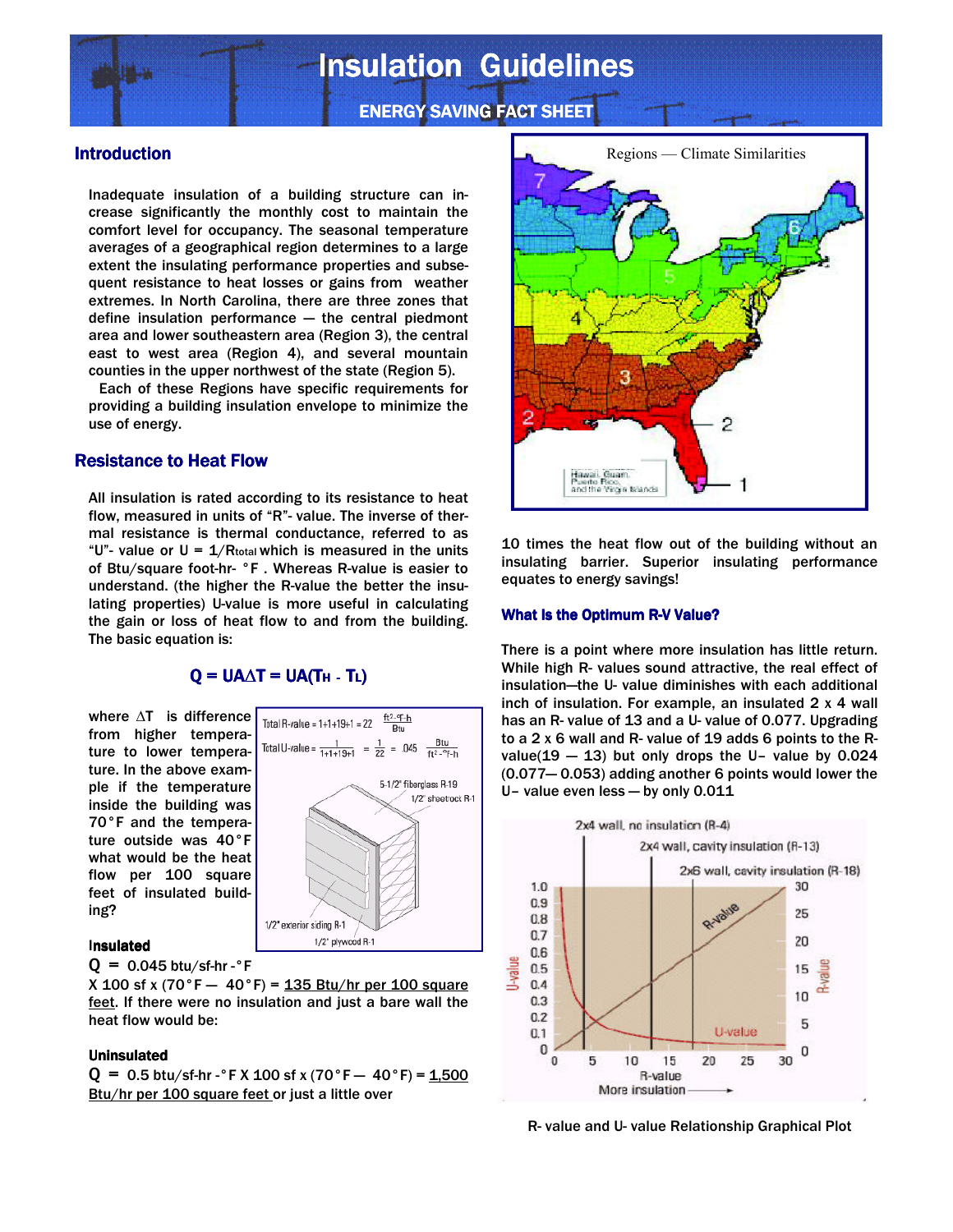# Insulation Guidelines

## ENERGY SAVING FACT SHEET

## Introduction

Inadequate insulation of a building structure can increase significantly the monthly cost to maintain the comfort level for occupancy. The seasonal temperature averages of a geographical region determines to a large extent the insulating performance properties and subsequent resistance to heat losses or gains from weather extremes. In North Carolina, there are three zones that define insulation performance — the central piedmont area and lower southeastern area (Region 3), the central east to west area (Region 4), and several mountain counties in the upper northwest of the state (Region 5).

Each of these Regions have specific requirements for providing a building insulation envelope to minimize the use of energy.

## Resistance to Heat Flow

All insulation is rated according to its resistance to heat flow, measured in units of "R"- value. The inverse of thermal resistance is thermal conductance, referred to as "U"- value or $U = 1/R_{total}$ which is measured in the units of Btu/square foot-hr- °F . Whereas R-value is easier to understand. (the higher the R-value the better the insulating properties) U-value is more useful in calculating the gain or loss of heat flow to and from the building. The basic equation is:

$$Q = UA\Delta T = UA(T_H - T_L)$$

where $\Delta T$ is difference from higher temperature to lower temperature. In the above example if the temperature inside the building was 70°F and the temperature outside was 40°F what would be the heat flow per 100 square feet of insulated building?

Total R-value = 1+1+19+1 = 22 $\frac{ft^2\text{-}°F\text{-}h}{Btu}$

Total U-value = $\frac{1}{1+1+19+1} = \frac{1}{22} = .045 \frac{Btu}{ft^2\text{-}°F\text{-}h}$

5-1/2" fiberglass R-19

1/2" sheetrock R-1

1/2" exterior siding R-1

1/2" plywood R-1

**Insulated**

Q = 0.045 btu/sf-hr -°F X 100 sf x (70°F — 40°F) = 135 Btu/hr per 100 square feet. If there were no insulation and just a bare wall the heat flow would be:

**Uninsulated**

Q = 0.5 btu/sf-hr -°F X 100 sf x (70°F — 40°F) = 1,500 Btu/hr per 100 square feet or just a little over 10 times the heat flow out of the building without an insulating barrier. Superior insulating performance equates to energy savings!

Regions — Climate Similarities

### What Is the Optimum R-V Value?

There is a point where more insulation has little return. While high R- values sound attractive, the real effect of insulation—the U- value diminishes with each additional inch of insulation. For example, an insulated 2 x 4 wall has an R- value of 13 and a U- value of 0.077. Upgrading to a 2 x 6 wall and R- value of 19 adds 6 points to the R-value(19 — 13) but only drops the U– value by 0.024 (0.077— 0.053) adding another 6 points would lower the U– value even less — by only 0.011

R- value and U- value Relationship Graphical Plot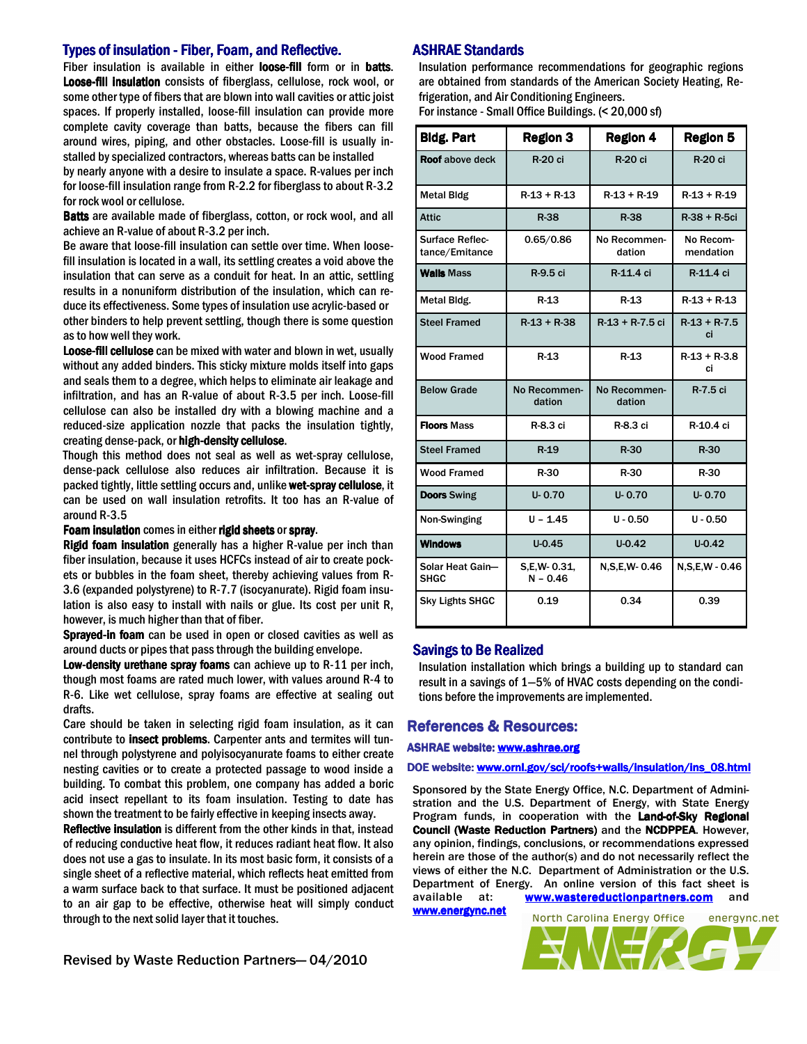## Types of insulation - Fiber, Foam, and Reflective.

Fiber insulation is available in either **loose-fill** form or in **batts**. **Loose-fill insulation** consists of fiberglass, cellulose, rock wool, or some other type of fibers that are blown into wall cavities or attic joist spaces. If properly installed, loose-fill insulation can provide more complete cavity coverage than batts, because the fibers can fill around wires, piping, and other obstacles. Loose-fill is usually installed by specialized contractors, whereas batts can be installed by nearly anyone with a desire to insulate a space. R-values per inch for loose-fill insulation range from R-2.2 for fiberglass to about R-3.2 for rock wool or cellulose.

**Batts** are available made of fiberglass, cotton, or rock wool, and all achieve an R-value of about R-3.2 per inch.

Be aware that loose-fill insulation can settle over time. When loose-fill insulation is located in a wall, its settling creates a void above the insulation that can serve as a conduit for heat. In an attic, settling results in a nonuniform distribution of the insulation, which can reduce its effectiveness. Some types of insulation use acrylic-based or other binders to help prevent settling, though there is some question as to how well they work.

**Loose-fill cellulose** can be mixed with water and blown in wet, usually without any added binders. This sticky mixture molds itself into gaps and seals them to a degree, which helps to eliminate air leakage and infiltration, and has an R-value of about R-3.5 per inch. Loose-fill cellulose can also be installed dry with a blowing machine and a reduced-size application nozzle that packs the insulation tightly, creating dense-pack, or **high-density cellulose**.

Though this method does not seal as well as wet-spray cellulose, dense-pack cellulose also reduces air infiltration. Because it is packed tightly, little settling occurs and, unlike **wet-spray cellulose**, it can be used on wall insulation retrofits. It too has an R-value of around R-3.5

**Foam insulation** comes in either **rigid sheets** or **spray**.

**Rigid foam insulation** generally has a higher R-value per inch than fiber insulation, because it uses HCFCs instead of air to create pockets or bubbles in the foam sheet, thereby achieving values from R-3.6 (expanded polystyrene) to R-7.7 (isocyanurate). Rigid foam insulation is also easy to install with nails or glue. Its cost per unit R, however, is much higher than that of fiber.

**Sprayed-in foam** can be used in open or closed cavities as well as around ducts or pipes that pass through the building envelope.

**Low-density urethane spray foams** can achieve up to R-11 per inch, though most foams are rated much lower, with values around R-4 to R-6. Like wet cellulose, spray foams are effective at sealing out drafts.

Care should be taken in selecting rigid foam insulation, as it can contribute to **insect problems**. Carpenter ants and termites will tunnel through polystyrene and polyisocyanurate foams to either create nesting cavities or to create a protected passage to wood inside a building. To combat this problem, one company has added a boric acid insect repellant to its foam insulation. Testing to date has shown the treatment to be fairly effective in keeping insects away.

**Reflective insulation** is different from the other kinds in that, instead of reducing conductive heat flow, it reduces radiant heat flow. It also does not use a gas to insulate. In its most basic form, it consists of a single sheet of a reflective material, which reflects heat emitted from a warm surface back to that surface. It must be positioned adjacent to an air gap to be effective, otherwise heat will simply conduct through to the next solid layer that it touches.

## ASHRAE Standards

Insulation performance recommendations for geographic regions are obtained from standards of the American Society Heating, Refrigeration, and Air Conditioning Engineers.

For instance - Small Office Buildings. (< 20,000 sf)

| Bldg. Part | Region 3 | Region 4 | Region 5 |
|---|---|---|---|
| **Roof** above deck | R-20 ci | R-20 ci | R-20 ci |
| Metal Bldg | R-13 + R-13 | R-13 + R-19 | R-13 + R-19 |
| Attic | R-38 | R-38 | R-38 + R-5ci |
| Surface Reflectance/Emitance | 0.65/0.86 | No Recommendation | No Recommendation |
| **Walls** Mass | R-9.5 ci | R-11.4 ci | R-11.4 ci |
| Metal Bldg. | R-13 | R-13 | R-13 + R-13 |
| Steel Framed | R-13 + R-38 | R-13 + R-7.5 ci | R-13 + R-7.5 ci |
| Wood Framed | R-13 | R-13 | R-13 + R-3.8 ci |
| Below Grade | No Recommendation | No Recommendation | R-7.5 ci |
| **Floors** Mass | R-8.3 ci | R-8.3 ci | R-10.4 ci |
| Steel Framed | R-19 | R-30 | R-30 |
| Wood Framed | R-30 | R-30 | R-30 |
| **Doors** Swing | U- 0.70 | U- 0.70 | U- 0.70 |
| Non-Swinging | U – 1.45 | U - 0.50 | U - 0.50 |
| **Windows** | U-0.45 | U-0.42 | U-0.42 |
| Solar Heat Gain—SHGC | S,E,W- 0.31, N – 0.46 | N,S,E,W- 0.46 | N,S,E,W - 0.46 |
| Sky Lights SHGC | 0.19 | 0.34 | 0.39 |

## Savings to Be Realized

Insulation installation which brings a building up to standard can result in a savings of 1—5% of HVAC costs depending on the conditions before the improvements are implemented.

## References & Resources:

**ASHRAE website: www.ashrae.org**

**DOE website: www.ornl.gov/sci/roofs+walls/insulation/ins_08.html**

Sponsored by the State Energy Office, N.C. Department of Administration and the U.S. Department of Energy, with State Energy Program funds, in cooperation with the **Land-of-Sky Regional Council (Waste Reduction Partners)** and the **NCDPPEA**. However, any opinion, findings, conclusions, or recommendations expressed herein are those of the author(s) and do not necessarily reflect the views of either the N.C. Department of Administration or the U.S. Department of Energy. An online version of this fact sheet is available at: **www.wastereductionpartners.com** and **www.energync.net**

North Carolina Energy Office energync.net

ENERGY

Revised by Waste Reduction Partners— 04/2010